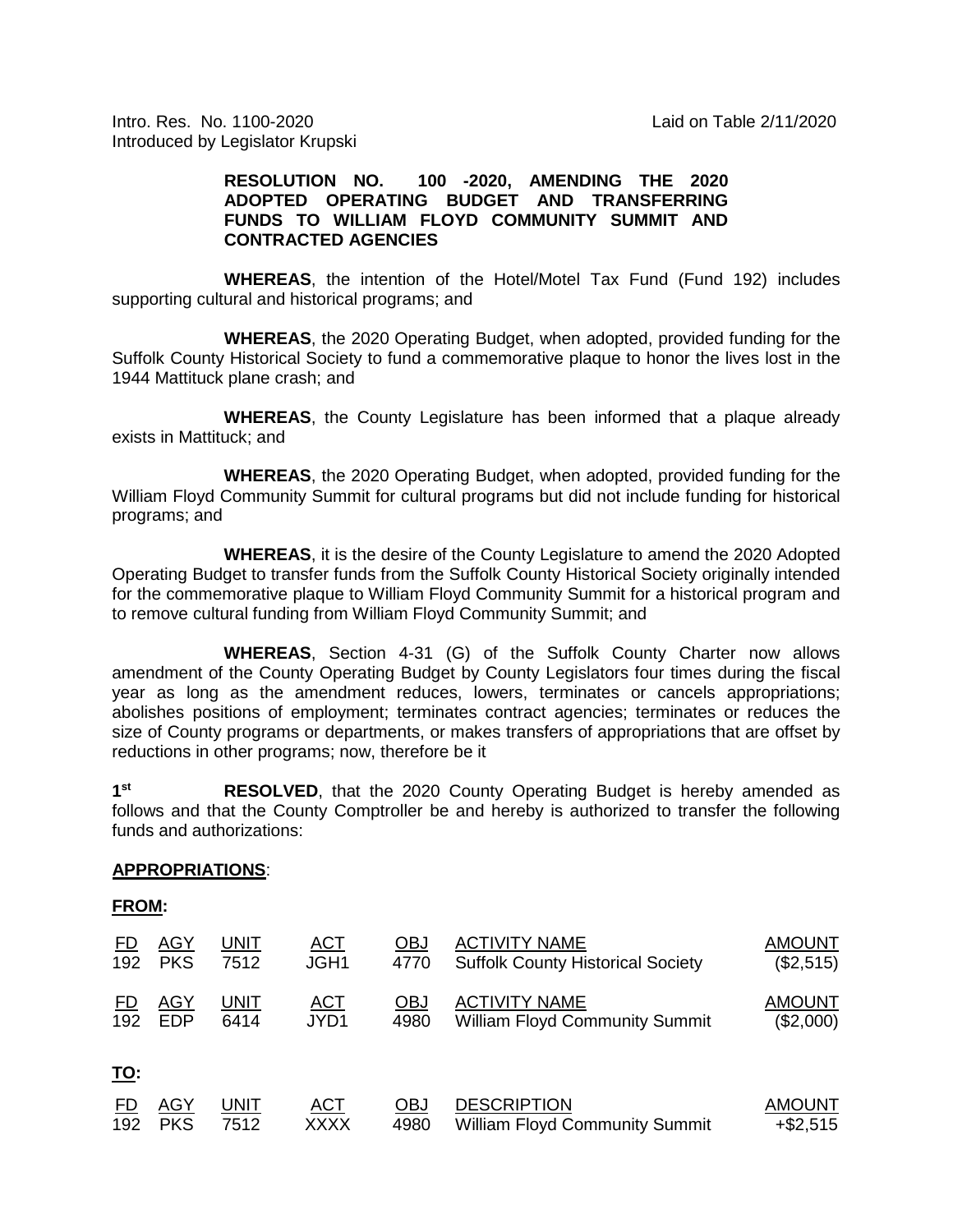Intro. Res. No. 1100-2020 Laid on Table 2/11/2020
Introduced by Legislator Krupski

**RESOLUTION NO. 100 -2020, AMENDING THE 2020 ADOPTED OPERATING BUDGET AND TRANSFERRING FUNDS TO WILLIAM FLOYD COMMUNITY SUMMIT AND CONTRACTED AGENCIES**

**WHEREAS**, the intention of the Hotel/Motel Tax Fund (Fund 192) includes supporting cultural and historical programs; and

**WHEREAS**, the 2020 Operating Budget, when adopted, provided funding for the Suffolk County Historical Society to fund a commemorative plaque to honor the lives lost in the 1944 Mattituck plane crash; and

**WHEREAS**, the County Legislature has been informed that a plaque already exists in Mattituck; and

**WHEREAS**, the 2020 Operating Budget, when adopted, provided funding for the William Floyd Community Summit for cultural programs but did not include funding for historical programs; and

**WHEREAS**, it is the desire of the County Legislature to amend the 2020 Adopted Operating Budget to transfer funds from the Suffolk County Historical Society originally intended for the commemorative plaque to William Floyd Community Summit for a historical program and to remove cultural funding from William Floyd Community Summit; and

**WHEREAS**, Section 4-31 (G) of the Suffolk County Charter now allows amendment of the County Operating Budget by County Legislators four times during the fiscal year as long as the amendment reduces, lowers, terminates or cancels appropriations; abolishes positions of employment; terminates contract agencies; terminates or reduces the size of County programs or departments, or makes transfers of appropriations that are offset by reductions in other programs; now, therefore be it

**1st RESOLVED**, that the 2020 County Operating Budget is hereby amended as follows and that the County Comptroller be and hereby is authorized to transfer the following funds and authorizations:

**APPROPRIATIONS**:

**FROM:**

| FD | AGY | UNIT | ACT | OBJ | ACTIVITY NAME | AMOUNT |
|---|---|---|---|---|---|---|
| 192 | PKS | 7512 | JGH1 | 4770 | Suffolk County Historical Society | ($2,515) |

| FD | AGY | UNIT | ACT | OBJ | ACTIVITY NAME | AMOUNT |
|---|---|---|---|---|---|---|
| 192 | EDP | 6414 | JYD1 | 4980 | William Floyd Community Summit | ($2,000) |

**TO:**

| FD | AGY | UNIT | ACT | OBJ | DESCRIPTION | AMOUNT |
|---|---|---|---|---|---|---|
| 192 | PKS | 7512 | XXXX | 4980 | William Floyd Community Summit | +$2,515 |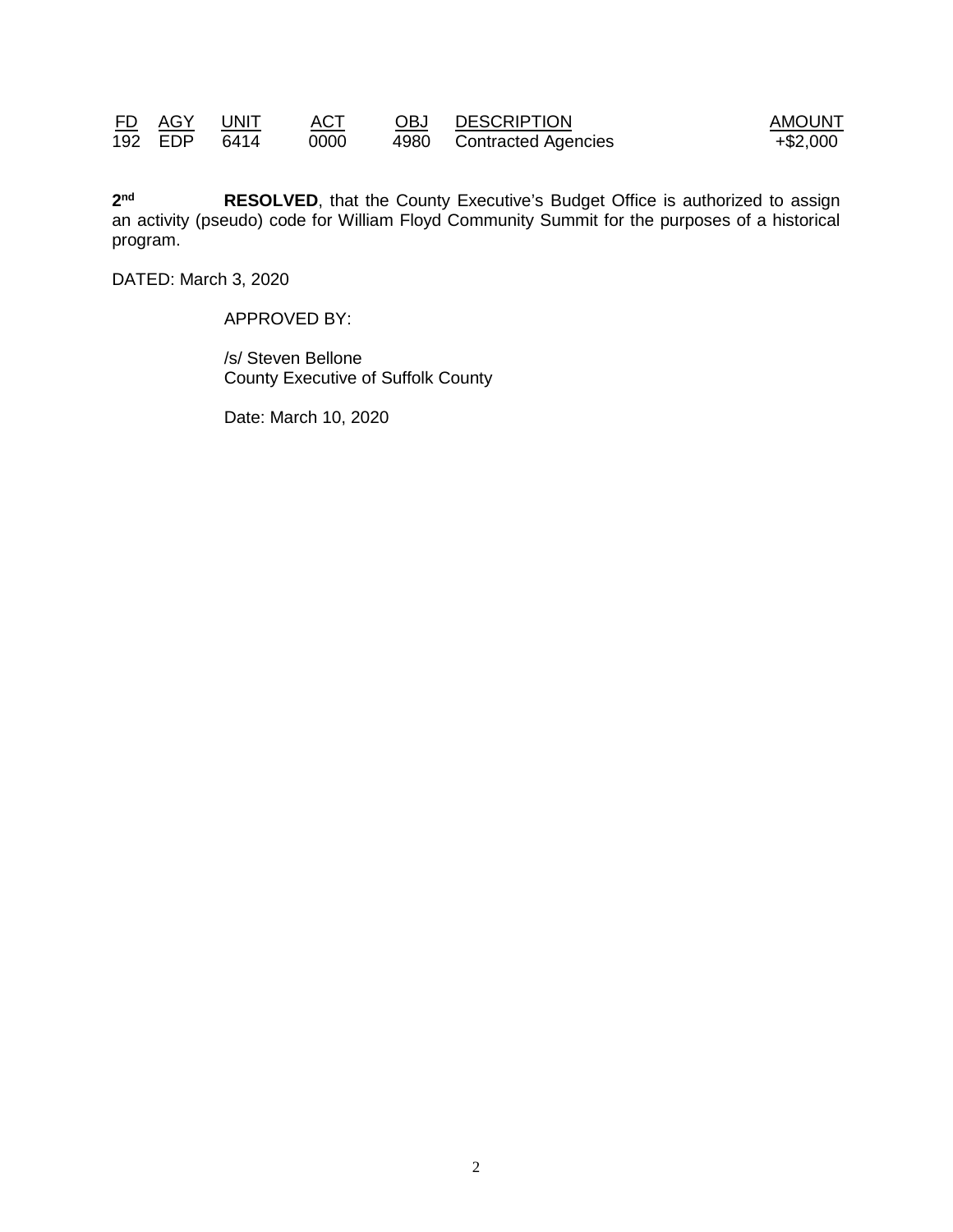| FD | AGY | UNIT | ACT | OBJ | DESCRIPTION | AMOUNT |
|---|---|---|---|---|---|---|
| 192 | EDP | 6414 | 0000 | 4980 | Contracted Agencies | +$2,000 |

**2nd RESOLVED**, that the County Executive's Budget Office is authorized to assign an activity (pseudo) code for William Floyd Community Summit for the purposes of a historical program.

DATED: March 3, 2020

APPROVED BY:

/s/ Steven Bellone
County Executive of Suffolk County

Date: March 10, 2020